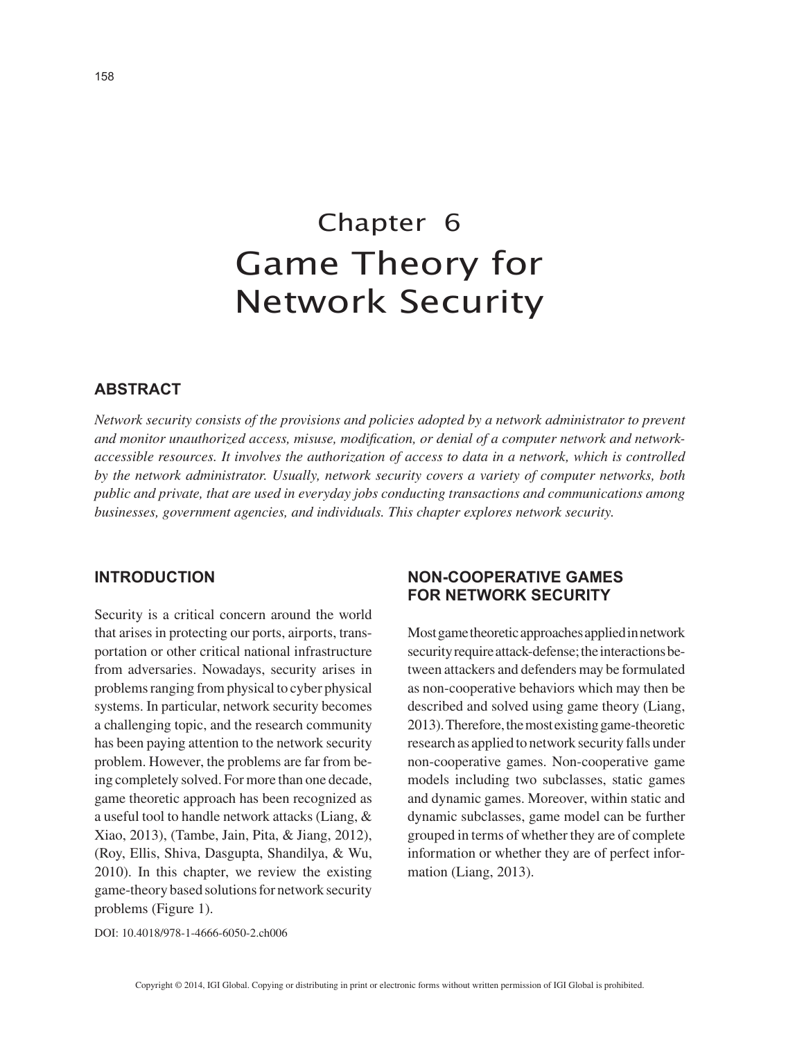# Chapter 6
# Game Theory for Network Security

## ABSTRACT

*Network security consists of the provisions and policies adopted by a network administrator to prevent and monitor unauthorized access, misuse, modification, or denial of a computer network and network-accessible resources. It involves the authorization of access to data in a network, which is controlled by the network administrator. Usually, network security covers a variety of computer networks, both public and private, that are used in everyday jobs conducting transactions and communications among businesses, government agencies, and individuals. This chapter explores network security.*

## INTRODUCTION

Security is a critical concern around the world that arises in protecting our ports, airports, transportation or other critical national infrastructure from adversaries. Nowadays, security arises in problems ranging from physical to cyber physical systems. In particular, network security becomes a challenging topic, and the research community has been paying attention to the network security problem. However, the problems are far from being completely solved. For more than one decade, game theoretic approach has been recognized as a useful tool to handle network attacks (Liang, & Xiao, 2013), (Tambe, Jain, Pita, & Jiang, 2012), (Roy, Ellis, Shiva, Dasgupta, Shandilya, & Wu, 2010). In this chapter, we review the existing game-theory based solutions for network security problems (Figure 1).

DOI: 10.4018/978-1-4666-6050-2.ch006

## NON-COOPERATIVE GAMES FOR NETWORK SECURITY

Most game theoretic approaches applied in network security require attack-defense; the interactions between attackers and defenders may be formulated as non-cooperative behaviors which may then be described and solved using game theory (Liang, 2013). Therefore, the most existing game-theoretic research as applied to network security falls under non-cooperative games. Non-cooperative game models including two subclasses, static games and dynamic games. Moreover, within static and dynamic subclasses, game model can be further grouped in terms of whether they are of complete information or whether they are of perfect information (Liang, 2013).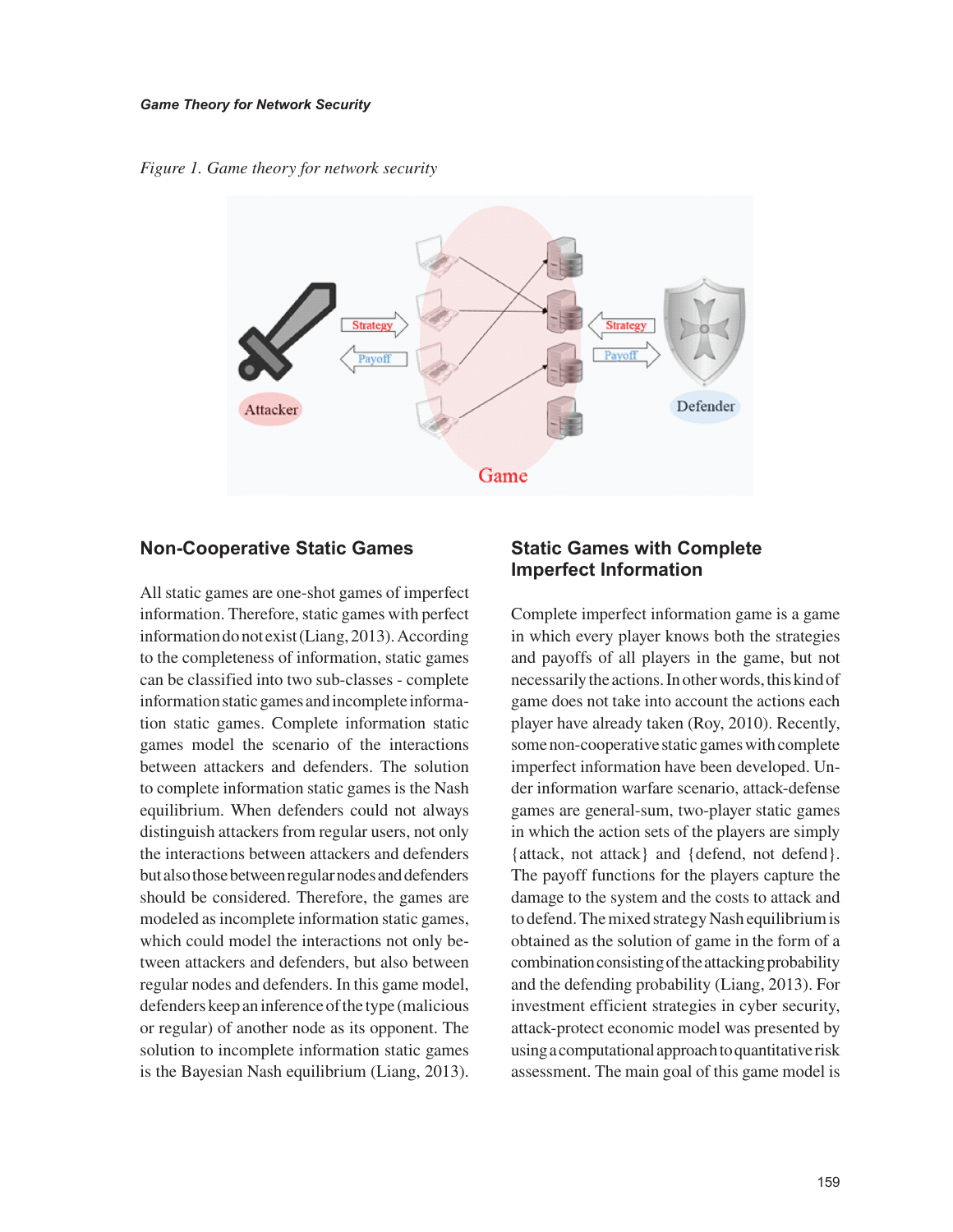*Figure 1. Game theory for network security*

Strategy
Payoff
Attacker
Strategy
Payoff
Defender
Game

## Non-Cooperative Static Games

All static games are one-shot games of imperfect information. Therefore, static games with perfect information do not exist (Liang, 2013). According to the completeness of information, static games can be classified into two sub-classes - complete information static games and incomplete information static games. Complete information static games model the scenario of the interactions between attackers and defenders. The solution to complete information static games is the Nash equilibrium. When defenders could not always distinguish attackers from regular users, not only the interactions between attackers and defenders but also those between regular nodes and defenders should be considered. Therefore, the games are modeled as incomplete information static games, which could model the interactions not only between attackers and defenders, but also between regular nodes and defenders. In this game model, defenders keep an inference of the type (malicious or regular) of another node as its opponent. The solution to incomplete information static games is the Bayesian Nash equilibrium (Liang, 2013).

## Static Games with Complete Imperfect Information

Complete imperfect information game is a game in which every player knows both the strategies and payoffs of all players in the game, but not necessarily the actions. In other words, this kind of game does not take into account the actions each player have already taken (Roy, 2010). Recently, some non-cooperative static games with complete imperfect information have been developed. Under information warfare scenario, attack-defense games are general-sum, two-player static games in which the action sets of the players are simply {attack, not attack} and {defend, not defend}. The payoff functions for the players capture the damage to the system and the costs to attack and to defend. The mixed strategy Nash equilibrium is obtained as the solution of game in the form of a combination consisting of the attacking probability and the defending probability (Liang, 2013). For investment efficient strategies in cyber security, attack-protect economic model was presented by using a computational approach to quantitative risk assessment. The main goal of this game model is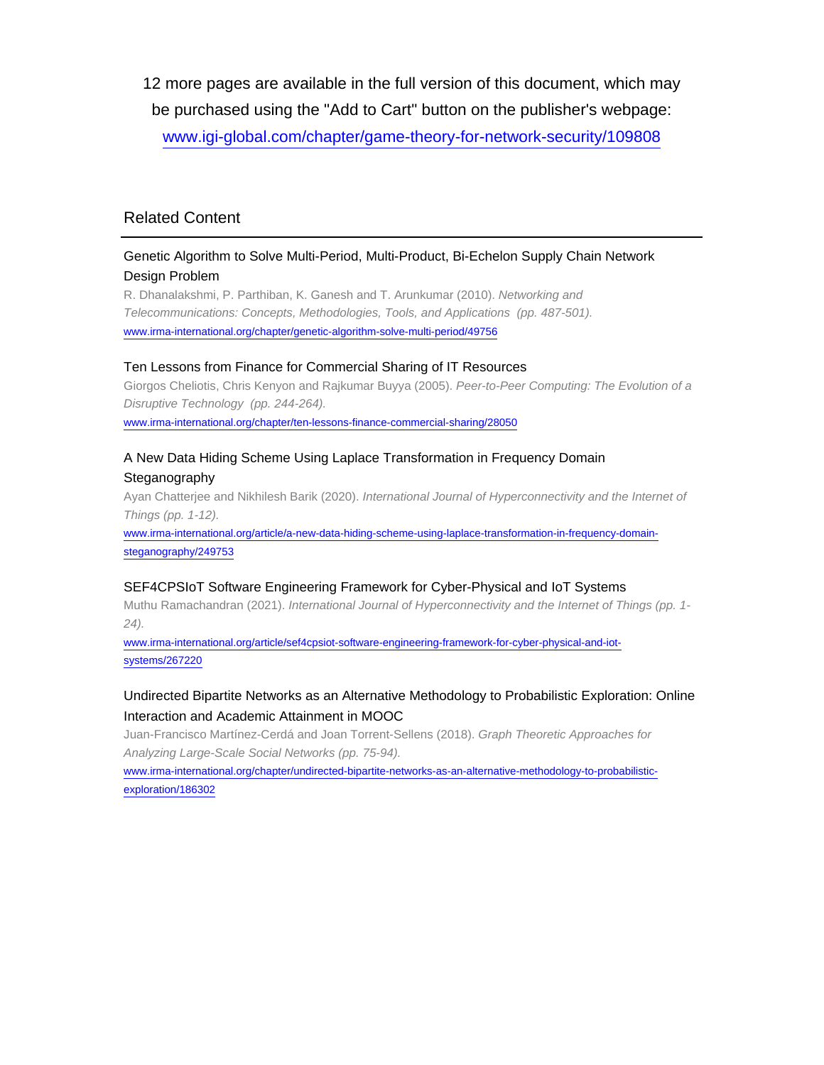12 more pages are available in the full version of this document, which may be purchased using the "Add to Cart" button on the publisher's webpage: www.igi-global.com/chapter/game-theory-for-network-security/109808

## Related Content

Genetic Algorithm to Solve Multi-Period, Multi-Product, Bi-Echelon Supply Chain Network Design Problem
R. Dhanalakshmi, P. Parthiban, K. Ganesh and T. Arunkumar (2010). *Networking and Telecommunications: Concepts, Methodologies, Tools, and Applications (pp. 487-501).*
www.irma-international.org/chapter/genetic-algorithm-solve-multi-period/49756

Ten Lessons from Finance for Commercial Sharing of IT Resources
Giorgos Cheliotis, Chris Kenyon and Rajkumar Buyya (2005). *Peer-to-Peer Computing: The Evolution of a Disruptive Technology (pp. 244-264).*
www.irma-international.org/chapter/ten-lessons-finance-commercial-sharing/28050

A New Data Hiding Scheme Using Laplace Transformation in Frequency Domain Steganography
Ayan Chatterjee and Nikhilesh Barik (2020). *International Journal of Hyperconnectivity and the Internet of Things (pp. 1-12).*
www.irma-international.org/article/a-new-data-hiding-scheme-using-laplace-transformation-in-frequency-domain-steganography/249753

SEF4CPSIoT Software Engineering Framework for Cyber-Physical and IoT Systems
Muthu Ramachandran (2021). *International Journal of Hyperconnectivity and the Internet of Things (pp. 1-24).*
www.irma-international.org/article/sef4cpsiot-software-engineering-framework-for-cyber-physical-and-iot-systems/267220

Undirected Bipartite Networks as an Alternative Methodology to Probabilistic Exploration: Online Interaction and Academic Attainment in MOOC
Juan-Francisco Martínez-Cerdá and Joan Torrent-Sellens (2018). *Graph Theoretic Approaches for Analyzing Large-Scale Social Networks (pp. 75-94).*
www.irma-international.org/chapter/undirected-bipartite-networks-as-an-alternative-methodology-to-probabilistic-exploration/186302